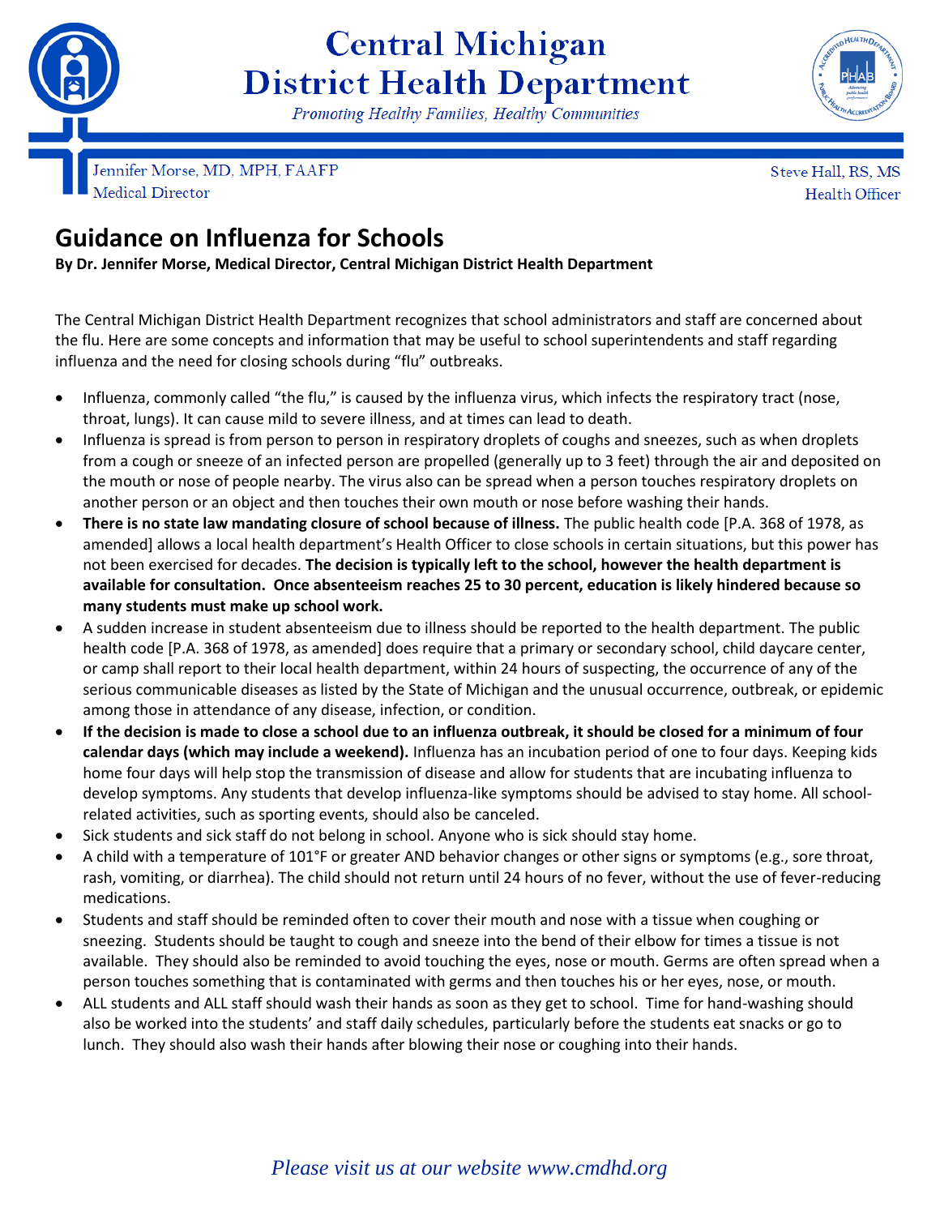# Central Michigan District Health Department

*Promoting Healthy Families, Healthy Communities*

Jennifer Morse, MD, MPH, FAAFP
Medical Director

Steve Hall, RS, MS
Health Officer

## Guidance on Influenza for Schools

**By Dr. Jennifer Morse, Medical Director, Central Michigan District Health Department**

The Central Michigan District Health Department recognizes that school administrators and staff are concerned about the flu. Here are some concepts and information that may be useful to school superintendents and staff regarding influenza and the need for closing schools during "flu" outbreaks.

- Influenza, commonly called "the flu," is caused by the influenza virus, which infects the respiratory tract (nose, throat, lungs). It can cause mild to severe illness, and at times can lead to death.
- Influenza is spread is from person to person in respiratory droplets of coughs and sneezes, such as when droplets from a cough or sneeze of an infected person are propelled (generally up to 3 feet) through the air and deposited on the mouth or nose of people nearby. The virus also can be spread when a person touches respiratory droplets on another person or an object and then touches their own mouth or nose before washing their hands.
- **There is no state law mandating closure of school because of illness.** The public health code [P.A. 368 of 1978, as amended] allows a local health department's Health Officer to close schools in certain situations, but this power has not been exercised for decades. **The decision is typically left to the school, however the health department is available for consultation. Once absenteeism reaches 25 to 30 percent, education is likely hindered because so many students must make up school work.**
- A sudden increase in student absenteeism due to illness should be reported to the health department. The public health code [P.A. 368 of 1978, as amended] does require that a primary or secondary school, child daycare center, or camp shall report to their local health department, within 24 hours of suspecting, the occurrence of any of the serious communicable diseases as listed by the State of Michigan and the unusual occurrence, outbreak, or epidemic among those in attendance of any disease, infection, or condition.
- **If the decision is made to close a school due to an influenza outbreak, it should be closed for a minimum of four calendar days (which may include a weekend).** Influenza has an incubation period of one to four days. Keeping kids home four days will help stop the transmission of disease and allow for students that are incubating influenza to develop symptoms. Any students that develop influenza-like symptoms should be advised to stay home. All school-related activities, such as sporting events, should also be canceled.
- Sick students and sick staff do not belong in school. Anyone who is sick should stay home.
- A child with a temperature of 101°F or greater AND behavior changes or other signs or symptoms (e.g., sore throat, rash, vomiting, or diarrhea). The child should not return until 24 hours of no fever, without the use of fever-reducing medications.
- Students and staff should be reminded often to cover their mouth and nose with a tissue when coughing or sneezing. Students should be taught to cough and sneeze into the bend of their elbow for times a tissue is not available. They should also be reminded to avoid touching the eyes, nose or mouth. Germs are often spread when a person touches something that is contaminated with germs and then touches his or her eyes, nose, or mouth.
- ALL students and ALL staff should wash their hands as soon as they get to school. Time for hand-washing should also be worked into the students' and staff daily schedules, particularly before the students eat snacks or go to lunch. They should also wash their hands after blowing their nose or coughing into their hands.

*Please visit us at our website www.cmdhd.org*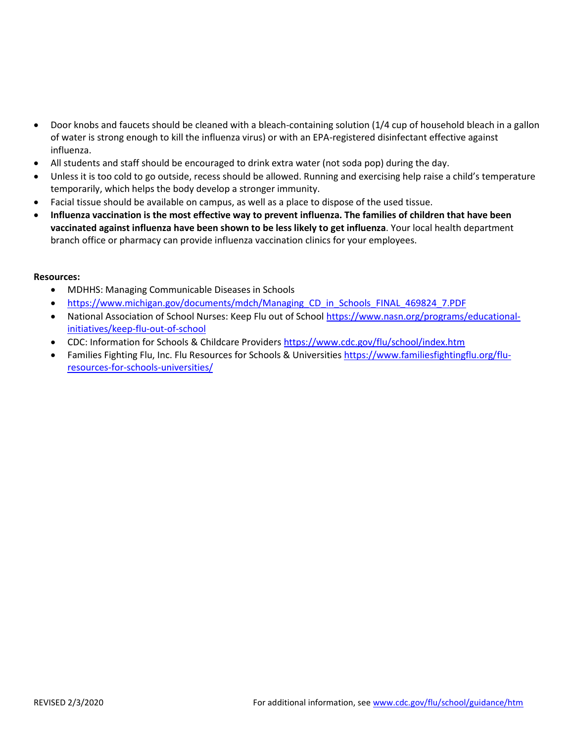- Door knobs and faucets should be cleaned with a bleach-containing solution (1/4 cup of household bleach in a gallon of water is strong enough to kill the influenza virus) or with an EPA-registered disinfectant effective against influenza.
- All students and staff should be encouraged to drink extra water (not soda pop) during the day.
- Unless it is too cold to go outside, recess should be allowed. Running and exercising help raise a child's temperature temporarily, which helps the body develop a stronger immunity.
- Facial tissue should be available on campus, as well as a place to dispose of the used tissue.
- **Influenza vaccination is the most effective way to prevent influenza. The families of children that have been vaccinated against influenza have been shown to be less likely to get influenza**. Your local health department branch office or pharmacy can provide influenza vaccination clinics for your employees.

**Resources:**

- MDHHS: Managing Communicable Diseases in Schools
- https://www.michigan.gov/documents/mdch/Managing_CD_in_Schools_FINAL_469824_7.PDF
- National Association of School Nurses: Keep Flu out of School https://www.nasn.org/programs/educational-initiatives/keep-flu-out-of-school
- CDC: Information for Schools & Childcare Providers https://www.cdc.gov/flu/school/index.htm
- Families Fighting Flu, Inc. Flu Resources for Schools & Universities https://www.familiesfightingflu.org/flu-resources-for-schools-universities/

REVISED 2/3/2020

For additional information, see www.cdc.gov/flu/school/guidance/htm